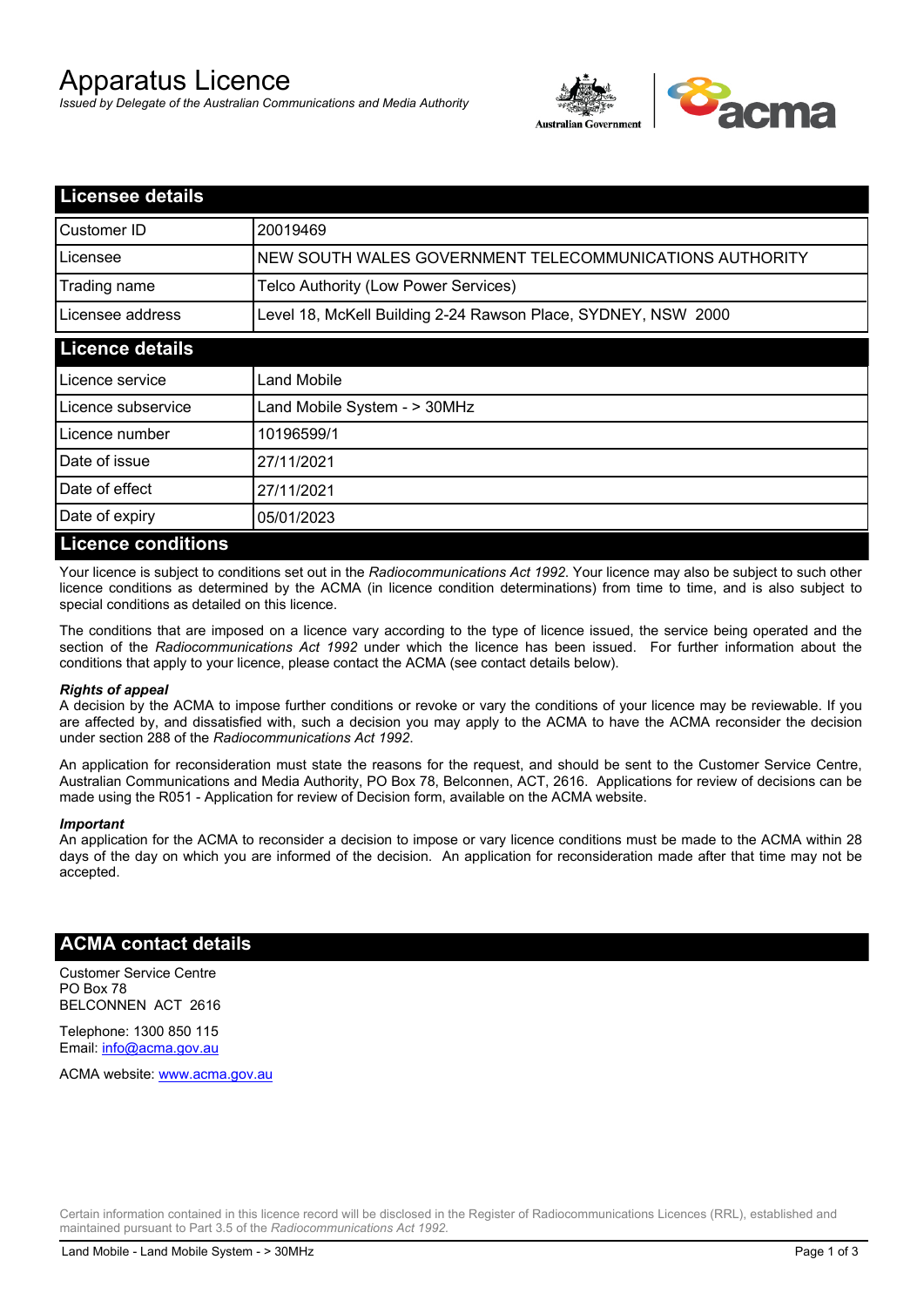# Apparatus Licence

*Issued by Delegate of the Australian Communications and Media Authority*

## Licensee details

| | |
|---|---|
| Customer ID | 20019469 |
| Licensee | NEW SOUTH WALES GOVERNMENT TELECOMMUNICATIONS AUTHORITY |
| Trading name | Telco Authority (Low Power Services) |
| Licensee address | Level 18, McKell Building 2-24 Rawson Place, SYDNEY, NSW 2000 |

## Licence details

| | |
|---|---|
| Licence service | Land Mobile |
| Licence subservice | Land Mobile System - > 30MHz |
| Licence number | 10196599/1 |
| Date of issue | 27/11/2021 |
| Date of effect | 27/11/2021 |
| Date of expiry | 05/01/2023 |

## Licence conditions

Your licence is subject to conditions set out in the *Radiocommunications Act 1992*. Your licence may also be subject to such other licence conditions as determined by the ACMA (in licence condition determinations) from time to time, and is also subject to special conditions as detailed on this licence.

The conditions that are imposed on a licence vary according to the type of licence issued, the service being operated and the section of the *Radiocommunications Act 1992* under which the licence has been issued. For further information about the conditions that apply to your licence, please contact the ACMA (see contact details below).

***Rights of appeal***

A decision by the ACMA to impose further conditions or revoke or vary the conditions of your licence may be reviewable. If you are affected by, and dissatisfied with, such a decision you may apply to the ACMA to have the ACMA reconsider the decision under section 288 of the *Radiocommunications Act 1992*.

An application for reconsideration must state the reasons for the request, and should be sent to the Customer Service Centre, Australian Communications and Media Authority, PO Box 78, Belconnen, ACT, 2616. Applications for review of decisions can be made using the R051 - Application for review of Decision form, available on the ACMA website.

***Important***

An application for the ACMA to reconsider a decision to impose or vary licence conditions must be made to the ACMA within 28 days of the day on which you are informed of the decision. An application for reconsideration made after that time may not be accepted.

## ACMA contact details

Customer Service Centre
PO Box 78
BELCONNEN ACT 2616

Telephone: 1300 850 115
Email: info@acma.gov.au

ACMA website: www.acma.gov.au

Certain information contained in this licence record will be disclosed in the Register of Radiocommunications Licences (RRL), established and maintained pursuant to Part 3.5 of the *Radiocommunications Act 1992.*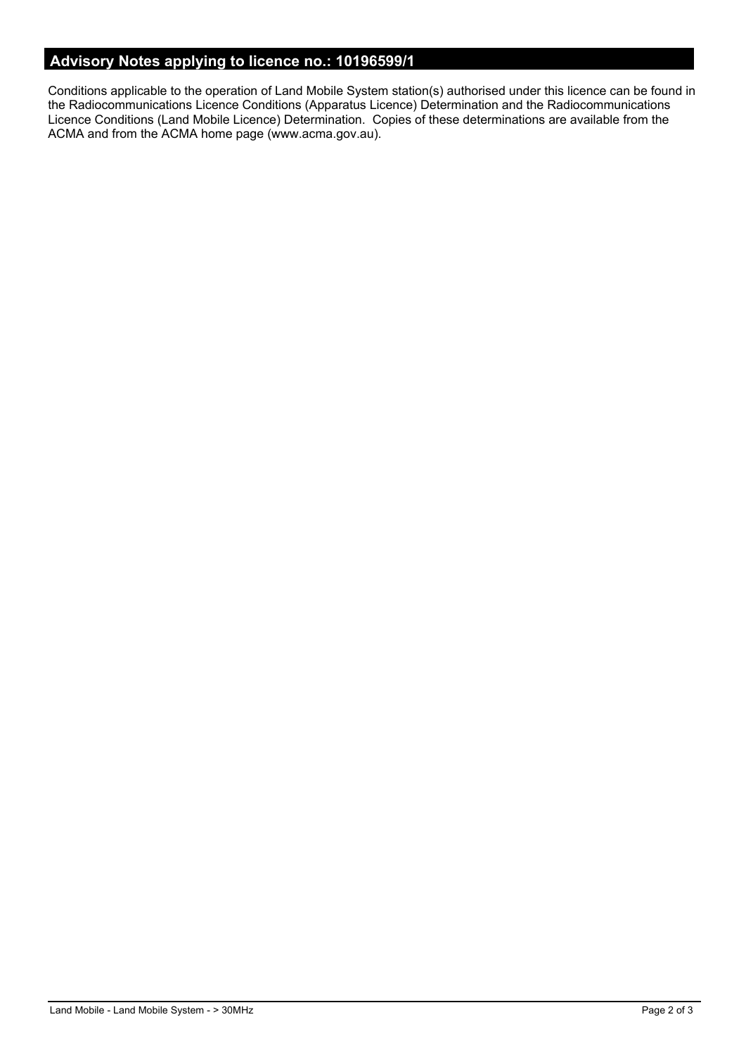## Advisory Notes applying to licence no.: 10196599/1

Conditions applicable to the operation of Land Mobile System station(s) authorised under this licence can be found in the Radiocommunications Licence Conditions (Apparatus Licence) Determination and the Radiocommunications Licence Conditions (Land Mobile Licence) Determination. Copies of these determinations are available from the ACMA and from the ACMA home page (www.acma.gov.au).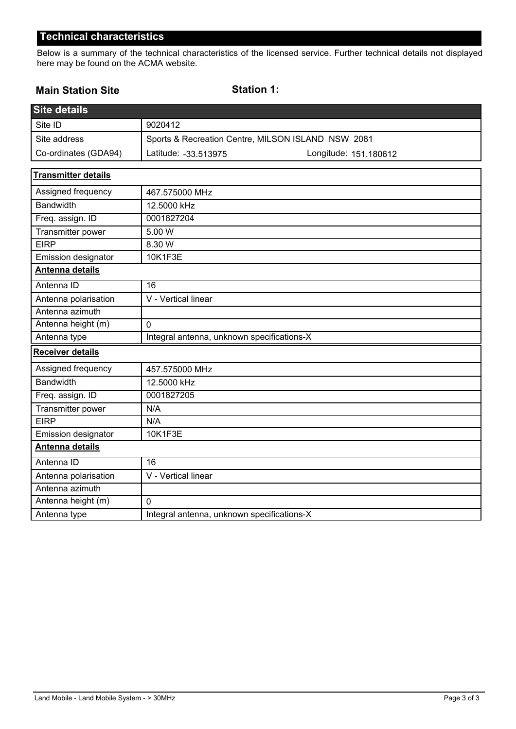## Technical characteristics

Below is a summary of the technical characteristics of the licensed service. Further technical details not displayed here may be found on the ACMA website.

### Main Station Site

**Station 1:**

| Site details | |
| --- | --- |
| Site ID | 9020412 |
| Site address | Sports & Recreation Centre, MILSON ISLAND NSW 2081 |
| Co-ordinates (GDA94) | Latitude: -33.513975 Longitude: 151.180612 |

| **Transmitter details** | |
| --- | --- |
| Assigned frequency | 467.575000 MHz |
| Bandwidth | 12.5000 kHz |
| Freq. assign. ID | 0001827204 |
| Transmitter power | 5.00 W |
| EIRP | 8.30 W |
| Emission designator | 10K1F3E |
| **Antenna details** | |
| Antenna ID | 16 |
| Antenna polarisation | V - Vertical linear |
| Antenna azimuth | |
| Antenna height (m) | 0 |
| Antenna type | Integral antenna, unknown specifications-X |

| **Receiver details** | |
| --- | --- |
| Assigned frequency | 457.575000 MHz |
| Bandwidth | 12.5000 kHz |
| Freq. assign. ID | 0001827205 |
| Transmitter power | N/A |
| EIRP | N/A |
| Emission designator | 10K1F3E |
| **Antenna details** | |
| Antenna ID | 16 |
| Antenna polarisation | V - Vertical linear |
| Antenna azimuth | |
| Antenna height (m) | 0 |
| Antenna type | Integral antenna, unknown specifications-X |